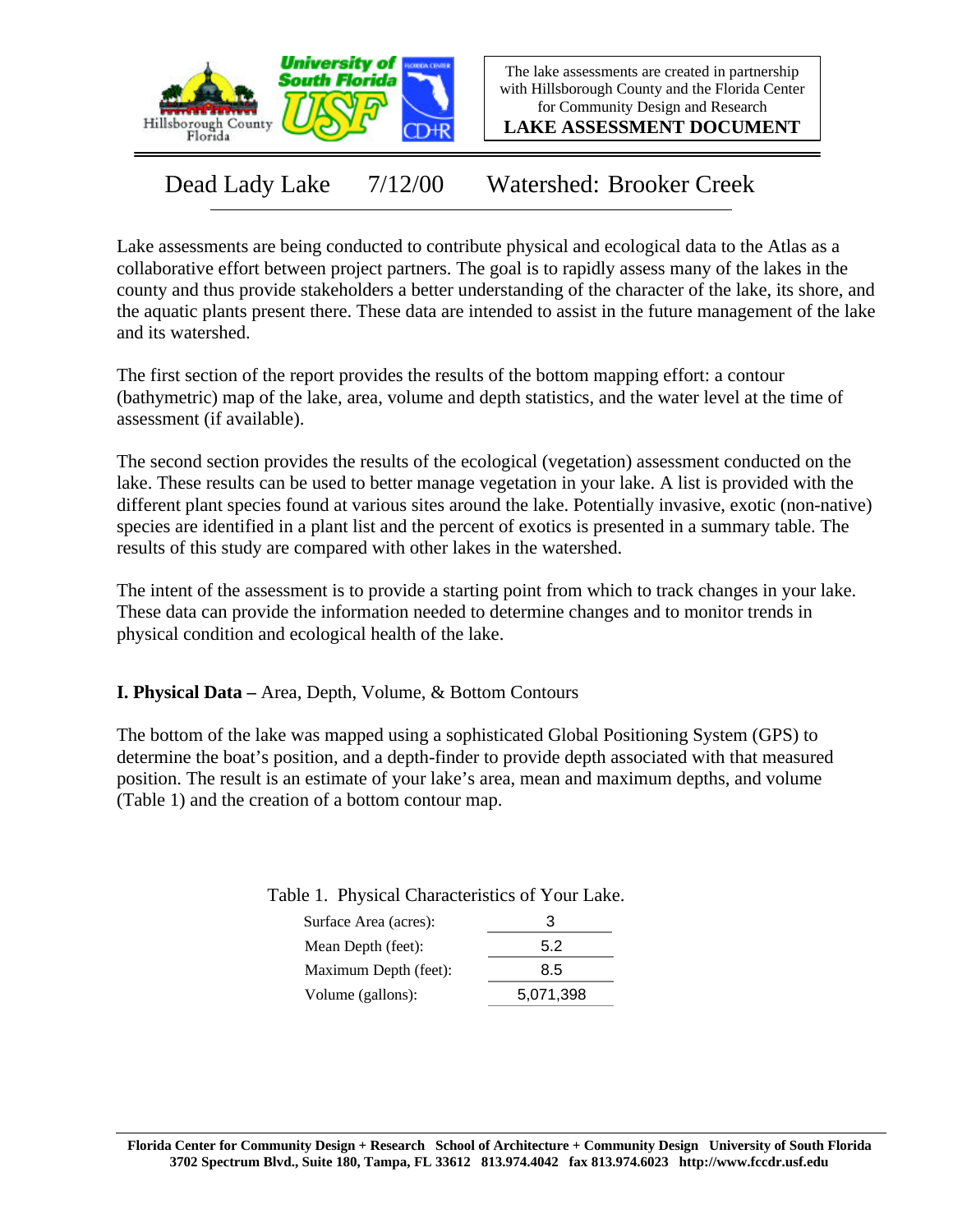The lake assessments are created in partnership with Hillsborough County and the Florida Center for Community Design and Research

**LAKE ASSESSMENT DOCUMENT**

# Dead Lady Lake 7/12/00 Watershed: Brooker Creek

Lake assessments are being conducted to contribute physical and ecological data to the Atlas as a collaborative effort between project partners. The goal is to rapidly assess many of the lakes in the county and thus provide stakeholders a better understanding of the character of the lake, its shore, and the aquatic plants present there. These data are intended to assist in the future management of the lake and its watershed.

The first section of the report provides the results of the bottom mapping effort: a contour (bathymetric) map of the lake, area, volume and depth statistics, and the water level at the time of assessment (if available).

The second section provides the results of the ecological (vegetation) assessment conducted on the lake. These results can be used to better manage vegetation in your lake. A list is provided with the different plant species found at various sites around the lake. Potentially invasive, exotic (non-native) species are identified in a plant list and the percent of exotics is presented in a summary table. The results of this study are compared with other lakes in the watershed.

The intent of the assessment is to provide a starting point from which to track changes in your lake. These data can provide the information needed to determine changes and to monitor trends in physical condition and ecological health of the lake.

## I. Physical Data – Area, Depth, Volume, & Bottom Contours

The bottom of the lake was mapped using a sophisticated Global Positioning System (GPS) to determine the boat's position, and a depth-finder to provide depth associated with that measured position. The result is an estimate of your lake's area, mean and maximum depths, and volume (Table 1) and the creation of a bottom contour map.

Table 1. Physical Characteristics of Your Lake.

| | |
|---|---|
| Surface Area (acres): | 3 |
| Mean Depth (feet): | 5.2 |
| Maximum Depth (feet): | 8.5 |
| Volume (gallons): | 5,071,398 |

**Florida Center for Community Design + Research School of Architecture + Community Design University of South Florida 3702 Spectrum Blvd., Suite 180, Tampa, FL 33612 813.974.4042 fax 813.974.6023 http://www.fccdr.usf.edu**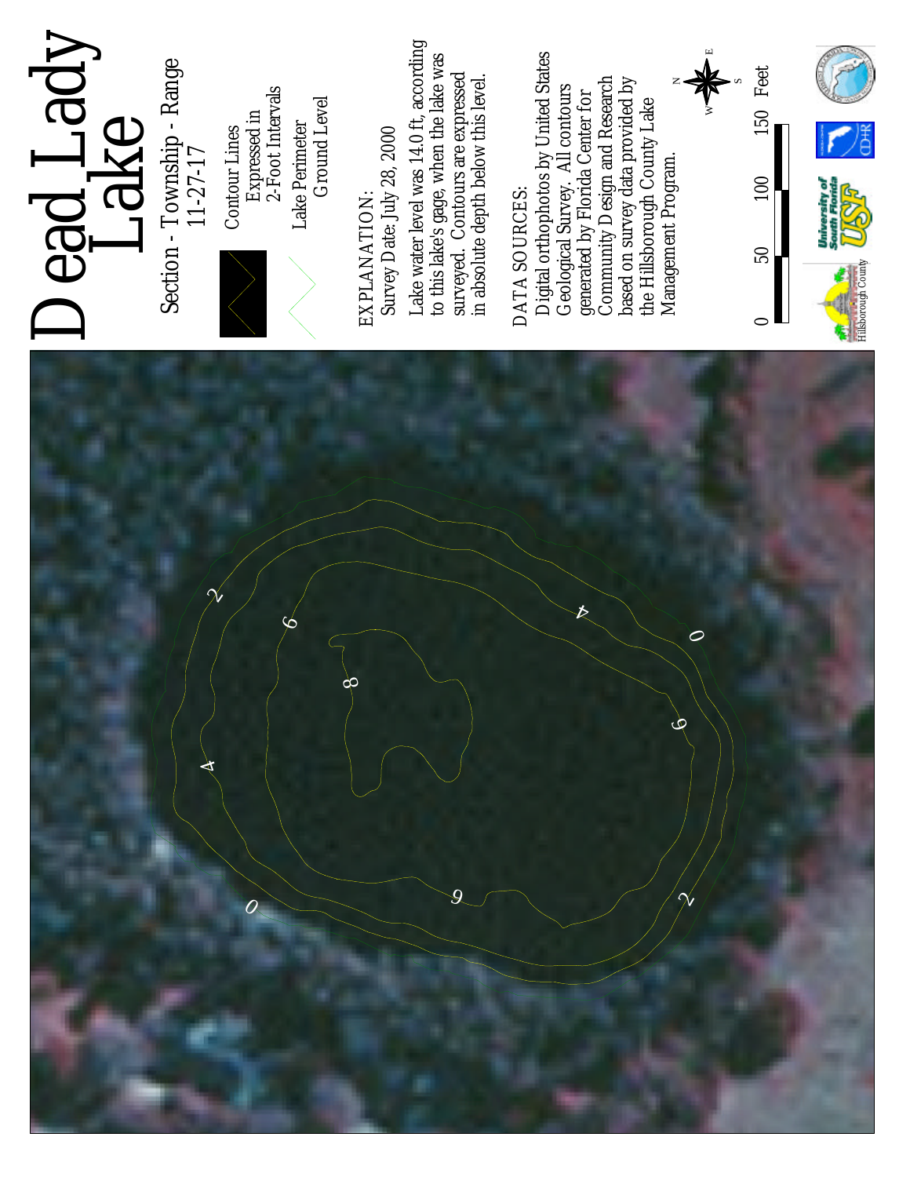# Dead Lady Lake

Section - Township - Range
11-27-17

Contour Lines
Expressed in
2-Foot Intervals

Lake Perimeter
Ground Level

EXPLANATION:
Survey Date: July 28, 2000

Lake water level was 14.0 ft, according to this lake's gage, when the lake was surveyed. Contours are expressed in absolute depth below this level.

DATA SOURCES:
Digital orthophotos by United States Geological Survey. All contours generated by Florida Center for Community Design and Research based on survey data provided by the Hillsborough County Lake Management Program.

0 50 100 150 Feet

Hillsborough County

University of South Florida USF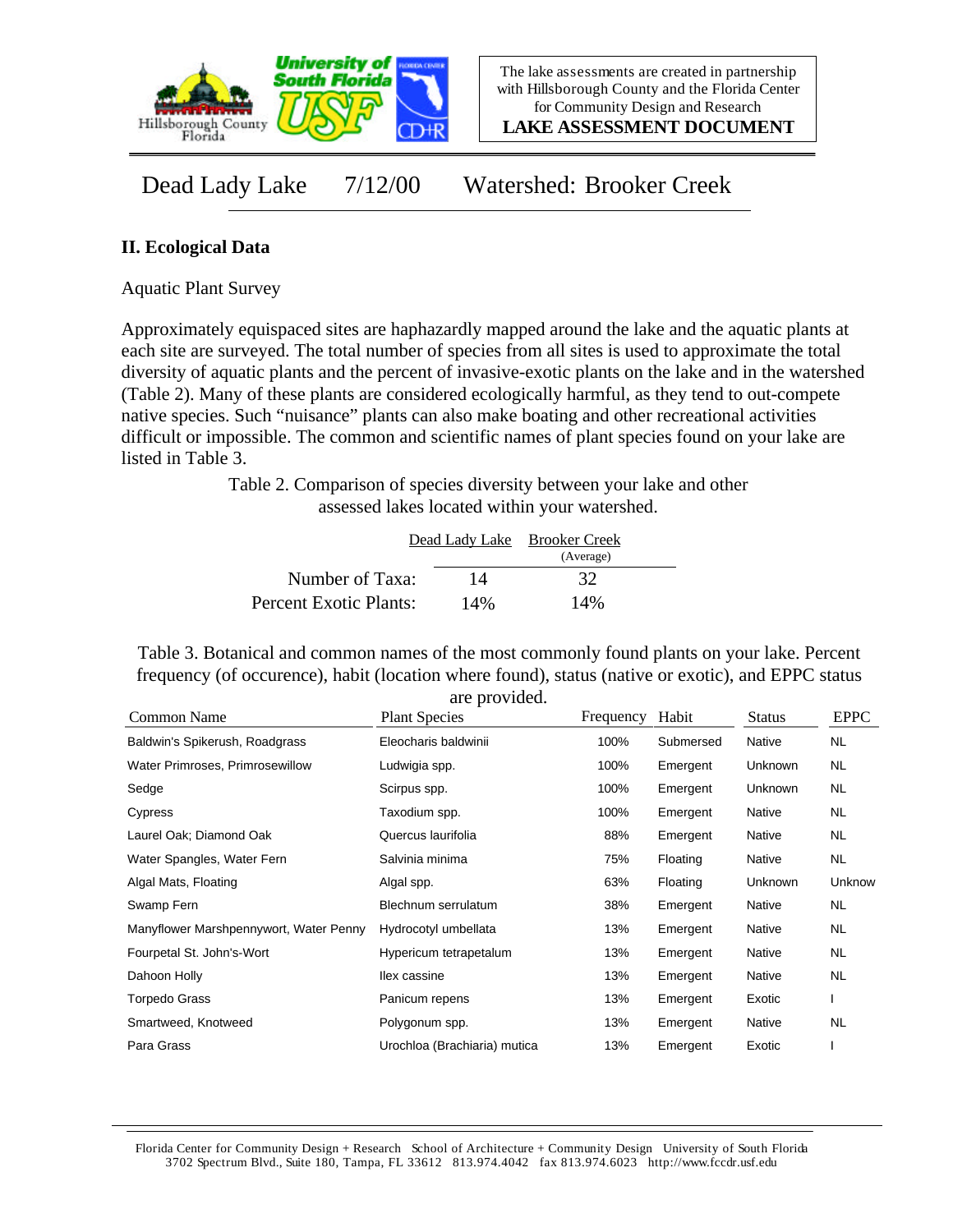Dead Lady Lake 7/12/00 Watershed: Brooker Creek

## II. Ecological Data

Aquatic Plant Survey

Approximately equispaced sites are haphazardly mapped around the lake and the aquatic plants at each site are surveyed. The total number of species from all sites is used to approximate the total diversity of aquatic plants and the percent of invasive-exotic plants on the lake and in the watershed (Table 2). Many of these plants are considered ecologically harmful, as they tend to out-compete native species. Such "nuisance" plants can also make boating and other recreational activities difficult or impossible. The common and scientific names of plant species found on your lake are listed in Table 3.

Table 2. Comparison of species diversity between your lake and other assessed lakes located within your watershed.

| | Dead Lady Lake | Brooker Creek (Average) |
|---|---|---|
| Number of Taxa: | 14 | 32 |
| Percent Exotic Plants: | 14% | 14% |

Table 3. Botanical and common names of the most commonly found plants on your lake. Percent frequency (of occurence), habit (location where found), status (native or exotic), and EPPC status are provided.

| Common Name | Plant Species | Frequency | Habit | Status | EPPC |
|---|---|---|---|---|---|
| Baldwin's Spikerush, Roadgrass | Eleocharis baldwinii | 100% | Submersed | Native | NL |
| Water Primroses, Primrosewillow | Ludwigia spp. | 100% | Emergent | Unknown | NL |
| Sedge | Scirpus spp. | 100% | Emergent | Unknown | NL |
| Cypress | Taxodium spp. | 100% | Emergent | Native | NL |
| Laurel Oak; Diamond Oak | Quercus laurifolia | 88% | Emergent | Native | NL |
| Water Spangles, Water Fern | Salvinia minima | 75% | Floating | Native | NL |
| Algal Mats, Floating | Algal spp. | 63% | Floating | Unknown | Unknow |
| Swamp Fern | Blechnum serrulatum | 38% | Emergent | Native | NL |
| Manyflower Marshpennywort, Water Penny | Hydrocotyl umbellata | 13% | Emergent | Native | NL |
| Fourpetal St. John's-Wort | Hypericum tetrapetalum | 13% | Emergent | Native | NL |
| Dahoon Holly | Ilex cassine | 13% | Emergent | Native | NL |
| Torpedo Grass | Panicum repens | 13% | Emergent | Exotic | I |
| Smartweed, Knotweed | Polygonum spp. | 13% | Emergent | Native | NL |
| Para Grass | Urochloa (Brachiaria) mutica | 13% | Emergent | Exotic | I |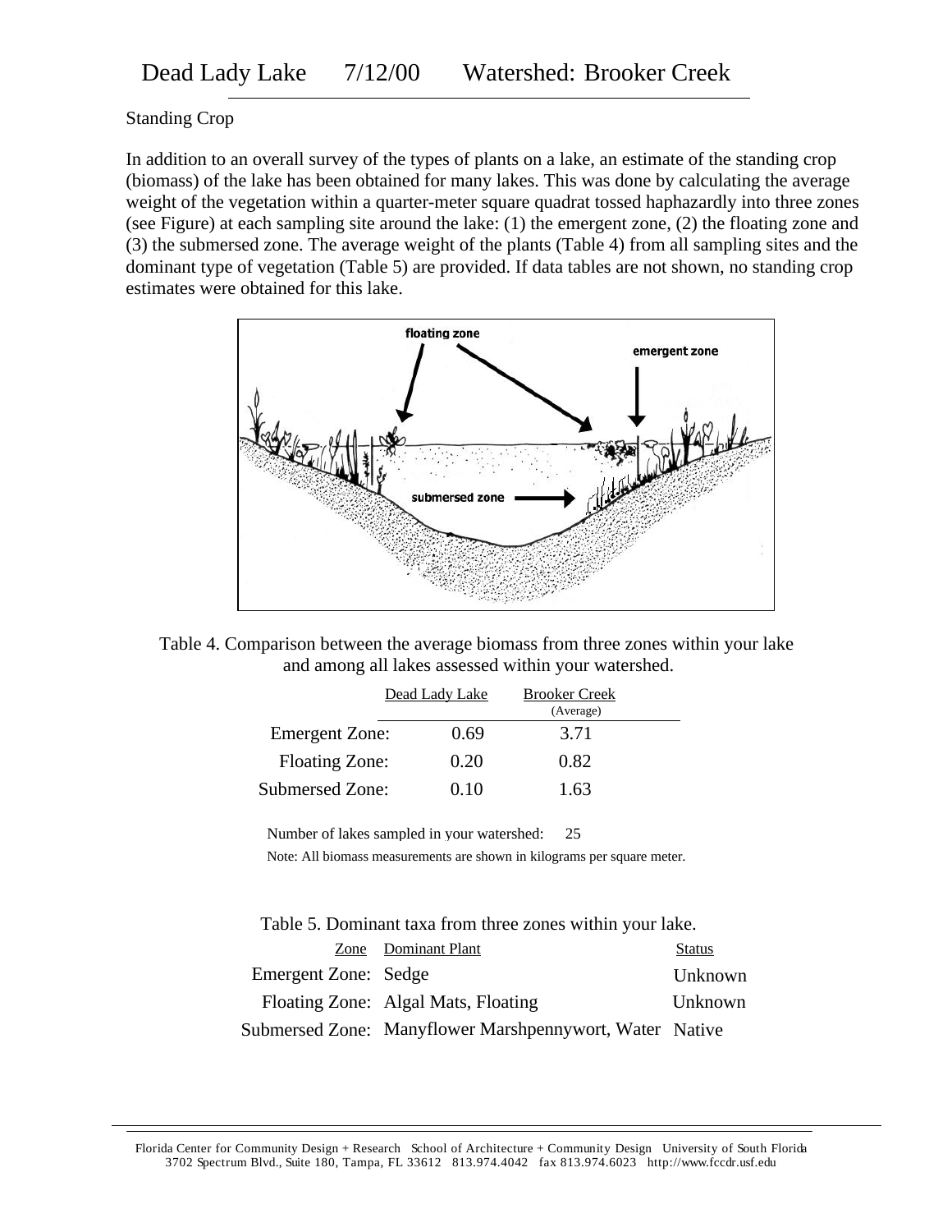# Dead Lady Lake 7/12/00 Watershed: Brooker Creek

Standing Crop

In addition to an overall survey of the types of plants on a lake, an estimate of the standing crop (biomass) of the lake has been obtained for many lakes. This was done by calculating the average weight of the vegetation within a quarter-meter square quadrat tossed haphazardly into three zones (see Figure) at each sampling site around the lake: (1) the emergent zone, (2) the floating zone and (3) the submersed zone. The average weight of the plants (Table 4) from all sampling sites and the dominant type of vegetation (Table 5) are provided. If data tables are not shown, no standing crop estimates were obtained for this lake.

Table 4. Comparison between the average biomass from three zones within your lake and among all lakes assessed within your watershed.

| | Dead Lady Lake | Brooker Creek (Average) |
|---|---|---|
| Emergent Zone: | 0.69 | 3.71 |
| Floating Zone: | 0.20 | 0.82 |
| Submersed Zone: | 0.10 | 1.63 |

Number of lakes sampled in your watershed: 25

Note: All biomass measurements are shown in kilograms per square meter.

Table 5. Dominant taxa from three zones within your lake.

| Zone | Dominant Plant | Status |
|---|---|---|
| Emergent Zone: | Sedge | Unknown |
| Floating Zone: | Algal Mats, Floating | Unknown |
| Submersed Zone: | Manyflower Marshpennywort, Water | Native |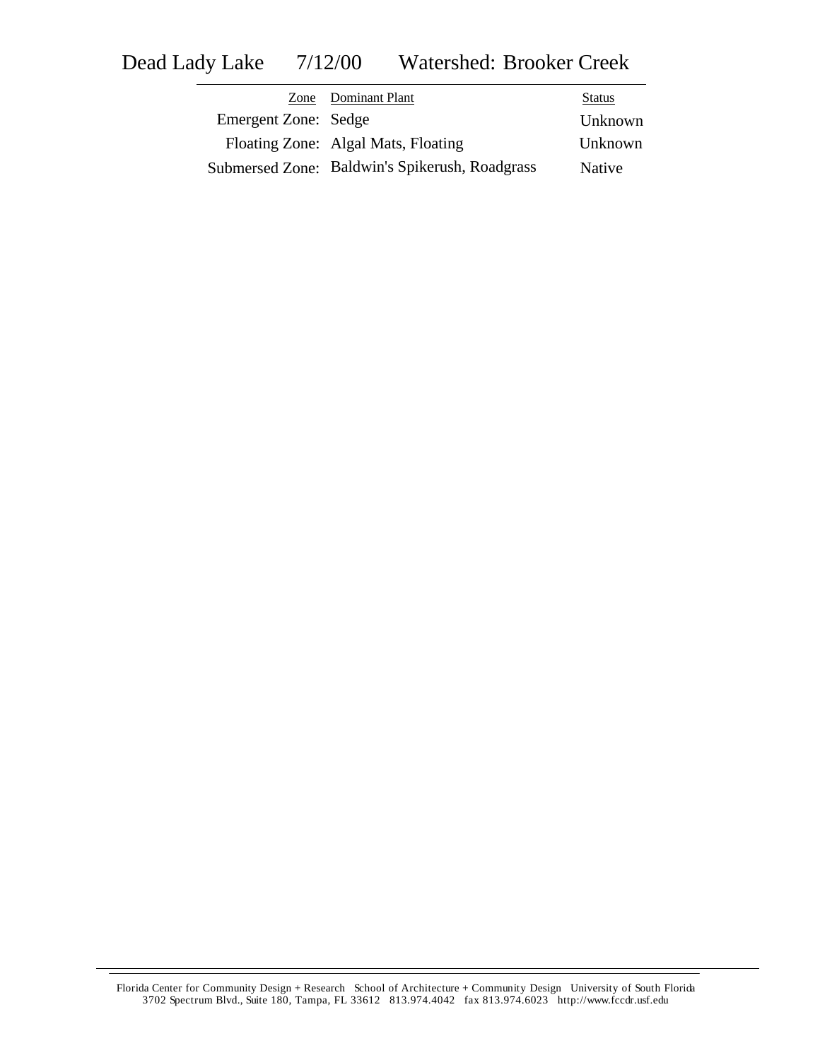# Dead Lady Lake 7/12/00 Watershed: Brooker Creek

| Zone | Dominant Plant | Status |
|---|---|---|
| Emergent Zone: | Sedge | Unknown |
| Floating Zone: | Algal Mats, Floating | Unknown |
| Submersed Zone: | Baldwin's Spikerush, Roadgrass | Native |